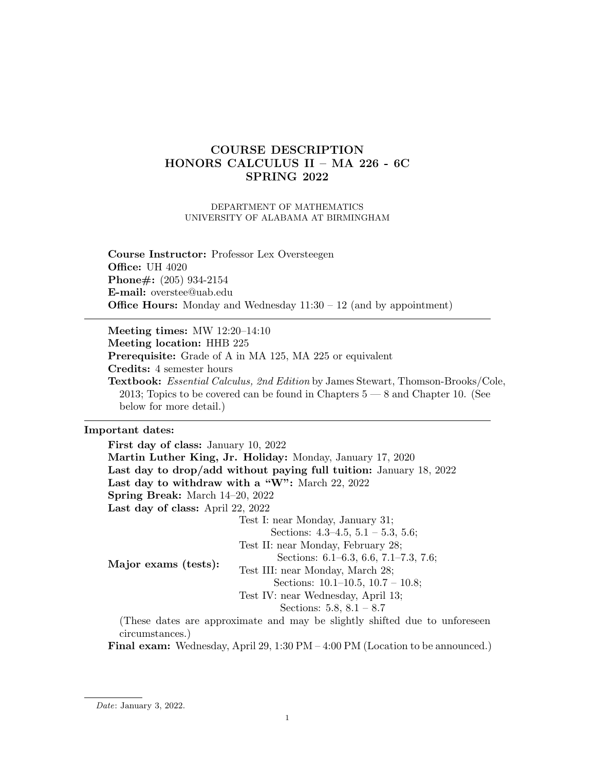# COURSE DESCRIPTION
# HONORS CALCULUS II – MA 226 - 6C
# SPRING 2022

DEPARTMENT OF MATHEMATICS
UNIVERSITY OF ALABAMA AT BIRMINGHAM

**Course Instructor:** Professor Lex Oversteegen
**Office:** UH 4020
**Phone#:** (205) 934-2154
**E-mail:** overstee@uab.edu
**Office Hours:** Monday and Wednesday 11:30 – 12 (and by appointment)

---

**Meeting times:** MW 12:20–14:10
**Meeting location:** HHB 225
**Prerequisite:** Grade of A in MA 125, MA 225 or equivalent
**Credits:** 4 semester hours
**Textbook:** *Essential Calculus, 2nd Edition* by James Stewart, Thomson-Brooks/Cole, 2013; Topics to be covered can be found in Chapters 5 — 8 and Chapter 10. (See below for more detail.)

---

**Important dates:**

**First day of class:** January 10, 2022
**Martin Luther King, Jr. Holiday:** Monday, January 17, 2020
**Last day to drop/add without paying full tuition:** January 18, 2022
**Last day to withdraw with a "W":** March 22, 2022
**Spring Break:** March 14–20, 2022
**Last day of class:** April 22, 2022

**Major exams (tests):**
- Test I: near Monday, January 31; Sections: 4.3–4.5, 5.1 – 5.3, 5.6;
- Test II: near Monday, February 28; Sections: 6.1–6.3, 6.6, 7.1–7.3, 7.6;
- Test III: near Monday, March 28; Sections: 10.1–10.5, 10.7 – 10.8;
- Test IV: near Wednesday, April 13; Sections: 5.8, 8.1 – 8.7

(These dates are approximate and may be slightly shifted due to unforeseen circumstances.)

**Final exam:** Wednesday, April 29, 1:30 PM – 4:00 PM (Location to be announced.)

*Date*: January 3, 2022.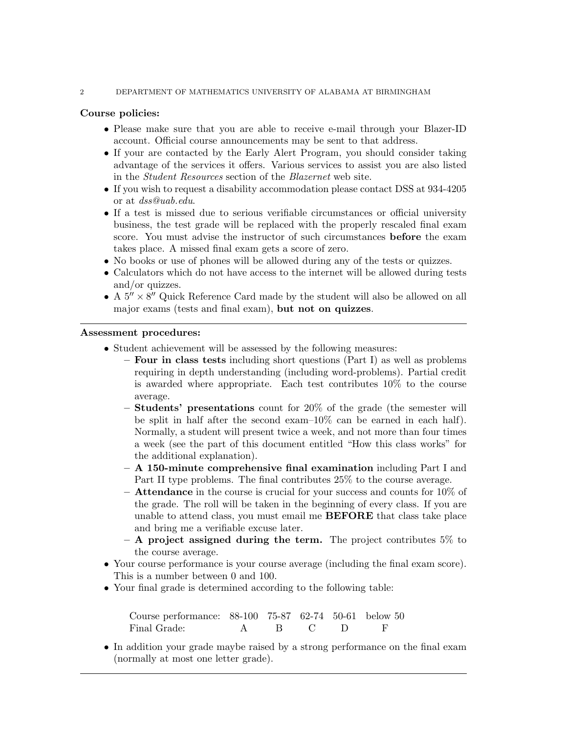**Course policies:**

- Please make sure that you are able to receive e-mail through your Blazer-ID account. Official course announcements may be sent to that address.
- If your are contacted by the Early Alert Program, you should consider taking advantage of the services it offers. Various services to assist you are also listed in the *Student Resources* section of the *Blazernet* web site.
- If you wish to request a disability accommodation please contact DSS at 934-4205 or at *dss@uab.edu*.
- If a test is missed due to serious verifiable circumstances or official university business, the test grade will be replaced with the properly rescaled final exam score. You must advise the instructor of such circumstances **before** the exam takes place. A missed final exam gets a score of zero.
- No books or use of phones will be allowed during any of the tests or quizzes.
- Calculators which do not have access to the internet will be allowed during tests and/or quizzes.
- A $5'' \times 8''$ Quick Reference Card made by the student will also be allowed on all major exams (tests and final exam), **but not on quizzes**.

---

**Assessment procedures:**

- Student achievement will be assessed by the following measures:
  - **Four in class tests** including short questions (Part I) as well as problems requiring in depth understanding (including word-problems). Partial credit is awarded where appropriate. Each test contributes 10% to the course average.
  - **Students' presentations** count for 20% of the grade (the semester will be split in half after the second exam–10% can be earned in each half). Normally, a student will present twice a week, and not more than four times a week (see the part of this document entitled "How this class works" for the additional explanation).
  - **A 150-minute comprehensive final examination** including Part I and Part II type problems. The final contributes 25% to the course average.
  - **Attendance** in the course is crucial for your success and counts for 10% of the grade. The roll will be taken in the beginning of every class. If you are unable to attend class, you must email me **BEFORE** that class take place and bring me a verifiable excuse later.
  - **A project assigned during the term.** The project contributes 5% to the course average.
- Your course performance is your course average (including the final exam score). This is a number between 0 and 100.
- Your final grade is determined according to the following table:

| Course performance: | 88-100 | 75-87 | 62-74 | 50-61 | below 50 |
|---|---|---|---|---|---|
| Final Grade: | A | B | C | D | F |

- In addition your grade maybe raised by a strong performance on the final exam (normally at most one letter grade).

---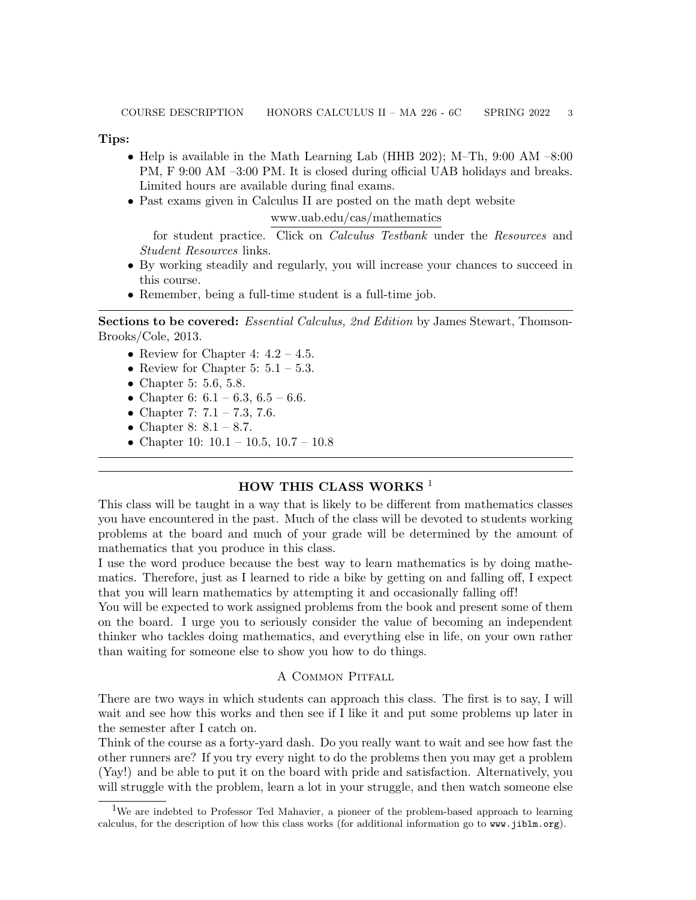**Tips:**

- Help is available in the Math Learning Lab (HHB 202); M–Th, 9:00 AM –8:00 PM, F 9:00 AM –3:00 PM. It is closed during official UAB holidays and breaks. Limited hours are available during final exams.
- Past exams given in Calculus II are posted on the math dept website

  www.uab.edu/cas/mathematics

  for student practice. Click on *Calculus Testbank* under the *Resources* and *Student Resources* links.
- By working steadily and regularly, you will increase your chances to succeed in this course.
- Remember, being a full-time student is a full-time job.

---

**Sections to be covered:** *Essential Calculus, 2nd Edition* by James Stewart, Thomson-Brooks/Cole, 2013.

- Review for Chapter 4: 4.2 – 4.5.
- Review for Chapter 5: 5.1 – 5.3.
- Chapter 5: 5.6, 5.8.
- Chapter 6: 6.1 – 6.3, 6.5 – 6.6.
- Chapter 7: 7.1 – 7.3, 7.6.
- Chapter 8: 8.1 – 8.7.
- Chapter 10: 10.1 – 10.5, 10.7 – 10.8

---

## HOW THIS CLASS WORKS [1]

This class will be taught in a way that is likely to be different from mathematics classes you have encountered in the past. Much of the class will be devoted to students working problems at the board and much of your grade will be determined by the amount of mathematics that you produce in this class.

I use the word produce because the best way to learn mathematics is by doing mathematics. Therefore, just as I learned to ride a bike by getting on and falling off, I expect that you will learn mathematics by attempting it and occasionally falling off!

You will be expected to work assigned problems from the book and present some of them on the board. I urge you to seriously consider the value of becoming an independent thinker who tackles doing mathematics, and everything else in life, on your own rather than waiting for someone else to show you how to do things.

### A Common Pitfall

There are two ways in which students can approach this class. The first is to say, I will wait and see how this works and then see if I like it and put some problems up later in the semester after I catch on.

Think of the course as a forty-yard dash. Do you really want to wait and see how fast the other runners are? If you try every night to do the problems then you may get a problem (Yay!) and be able to put it on the board with pride and satisfaction. Alternatively, you will struggle with the problem, learn a lot in your struggle, and then watch someone else

---

[1] We are indebted to Professor Ted Mahavier, a pioneer of the problem-based approach to learning calculus, for the description of how this class works (for additional information go to `www.jiblm.org`).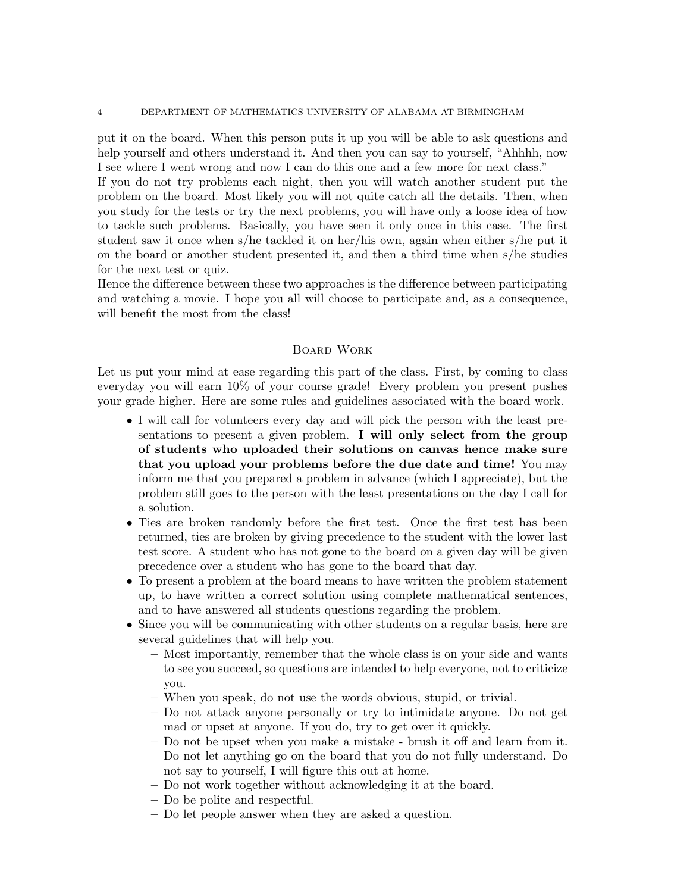put it on the board. When this person puts it up you will be able to ask questions and help yourself and others understand it. And then you can say to yourself, "Ahhhh, now I see where I went wrong and now I can do this one and a few more for next class."

If you do not try problems each night, then you will watch another student put the problem on the board. Most likely you will not quite catch all the details. Then, when you study for the tests or try the next problems, you will have only a loose idea of how to tackle such problems. Basically, you have seen it only once in this case. The first student saw it once when s/he tackled it on her/his own, again when either s/he put it on the board or another student presented it, and then a third time when s/he studies for the next test or quiz.

Hence the difference between these two approaches is the difference between participating and watching a movie. I hope you all will choose to participate and, as a consequence, will benefit the most from the class!

## Board Work

Let us put your mind at ease regarding this part of the class. First, by coming to class everyday you will earn 10% of your course grade! Every problem you present pushes your grade higher. Here are some rules and guidelines associated with the board work.

- I will call for volunteers every day and will pick the person with the least presentations to present a given problem. **I will only select from the group of students who uploaded their solutions on canvas hence make sure that you upload your problems before the due date and time!** You may inform me that you prepared a problem in advance (which I appreciate), but the problem still goes to the person with the least presentations on the day I call for a solution.
- Ties are broken randomly before the first test. Once the first test has been returned, ties are broken by giving precedence to the student with the lower last test score. A student who has not gone to the board on a given day will be given precedence over a student who has gone to the board that day.
- To present a problem at the board means to have written the problem statement up, to have written a correct solution using complete mathematical sentences, and to have answered all students questions regarding the problem.
- Since you will be communicating with other students on a regular basis, here are several guidelines that will help you.
  - Most importantly, remember that the whole class is on your side and wants to see you succeed, so questions are intended to help everyone, not to criticize you.
  - When you speak, do not use the words obvious, stupid, or trivial.
  - Do not attack anyone personally or try to intimidate anyone. Do not get mad or upset at anyone. If you do, try to get over it quickly.
  - Do not be upset when you make a mistake - brush it off and learn from it. Do not let anything go on the board that you do not fully understand. Do not say to yourself, I will figure this out at home.
  - Do not work together without acknowledging it at the board.
  - Do be polite and respectful.
  - Do let people answer when they are asked a question.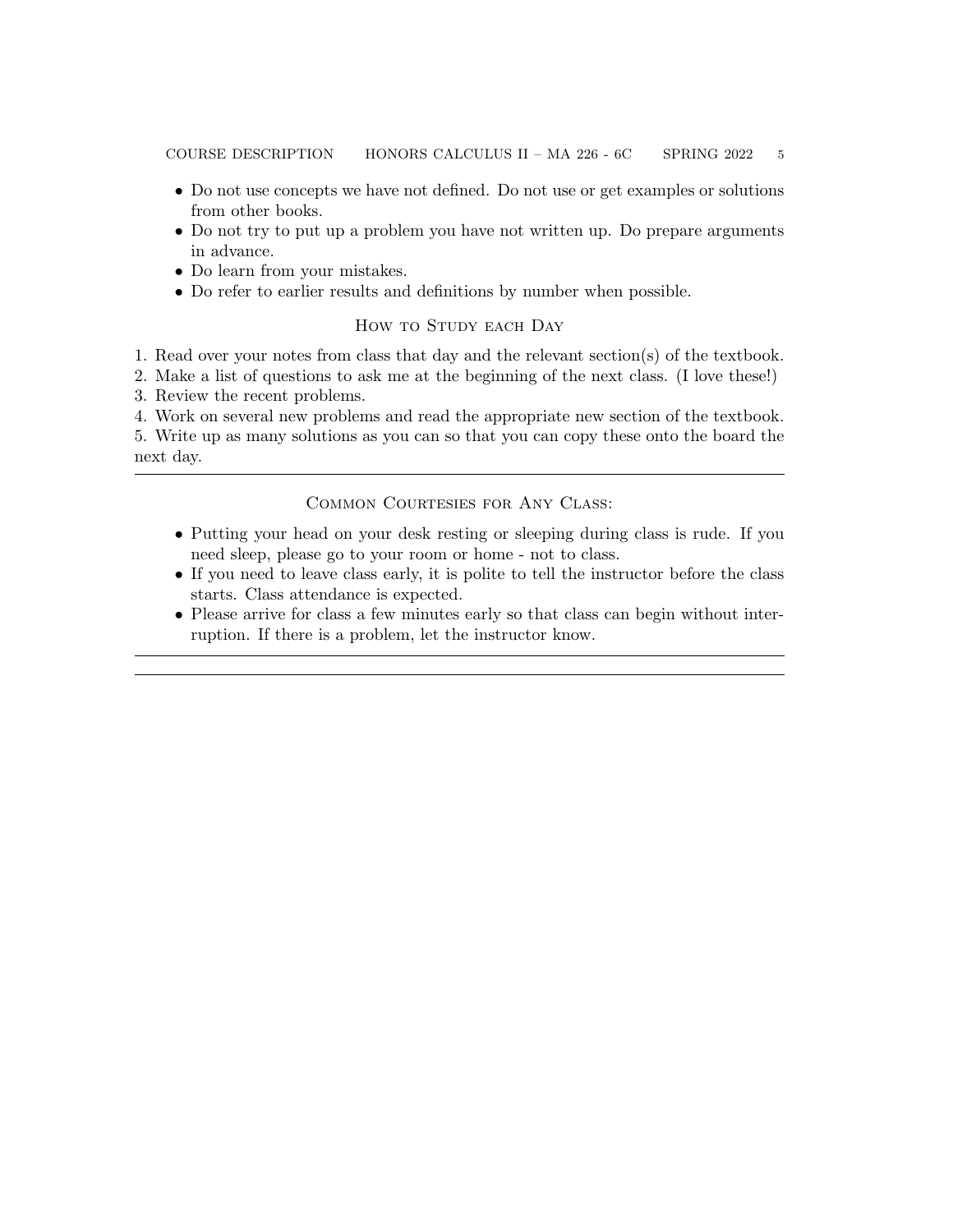- Do not use concepts we have not defined. Do not use or get examples or solutions from other books.
- Do not try to put up a problem you have not written up. Do prepare arguments in advance.
- Do learn from your mistakes.
- Do refer to earlier results and definitions by number when possible.

### How to Study each Day

1. Read over your notes from class that day and the relevant section(s) of the textbook.
2. Make a list of questions to ask me at the beginning of the next class. (I love these!)
3. Review the recent problems.
4. Work on several new problems and read the appropriate new section of the textbook.
5. Write up as many solutions as you can so that you can copy these onto the board the next day.

---

### Common Courtesies for Any Class:

- Putting your head on your desk resting or sleeping during class is rude. If you need sleep, please go to your room or home - not to class.
- If you need to leave class early, it is polite to tell the instructor before the class starts. Class attendance is expected.
- Please arrive for class a few minutes early so that class can begin without interruption. If there is a problem, let the instructor know.

---

---